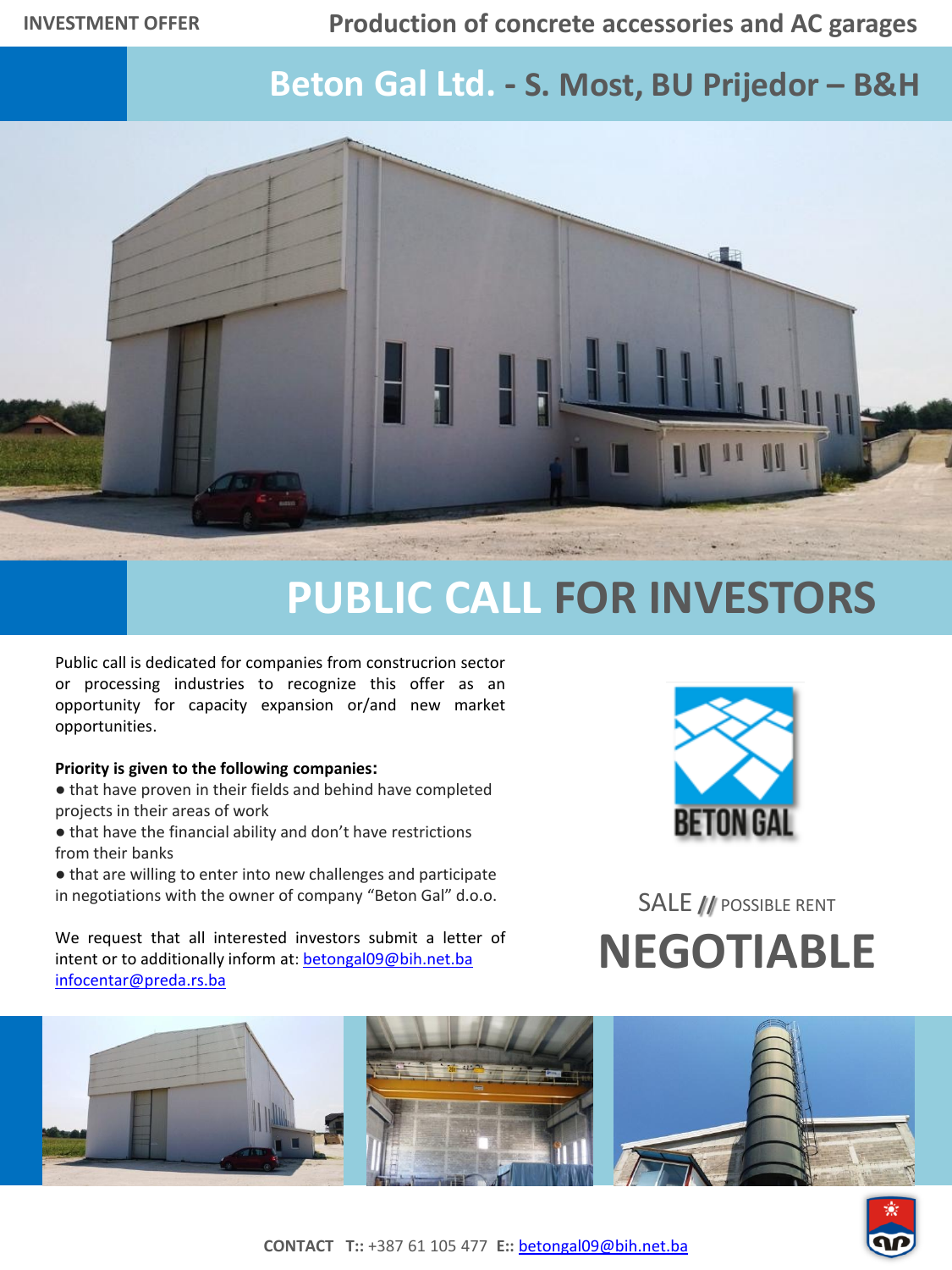INVESTMENT OFFER

# Production of concrete accessories and AC garages

## Beton Gal Ltd. - S. Most, BU Prijedor – B&H

# PUBLIC CALL FOR INVESTORS

Public call is dedicated for companies from construcrion sector or processing industries to recognize this offer as an opportunity for capacity expansion or/and new market opportunities.

**Priority is given to the following companies:**

- that have proven in their fields and behind have completed projects in their areas of work
- that have the financial ability and don't have restrictions from their banks
- that are willing to enter into new challenges and participate in negotiations with the owner of company "Beton Gal" d.o.o.

We request that all interested investors submit a letter of intent or to additionally inform at: betongal09@bih.net.ba infocentar@preda.rs.ba

BETON GAL

SALE // POSSIBLE RENT

# NEGOTIABLE

**CONTACT** **T::** +387 61 105 477 **E::** betongal09@bih.net.ba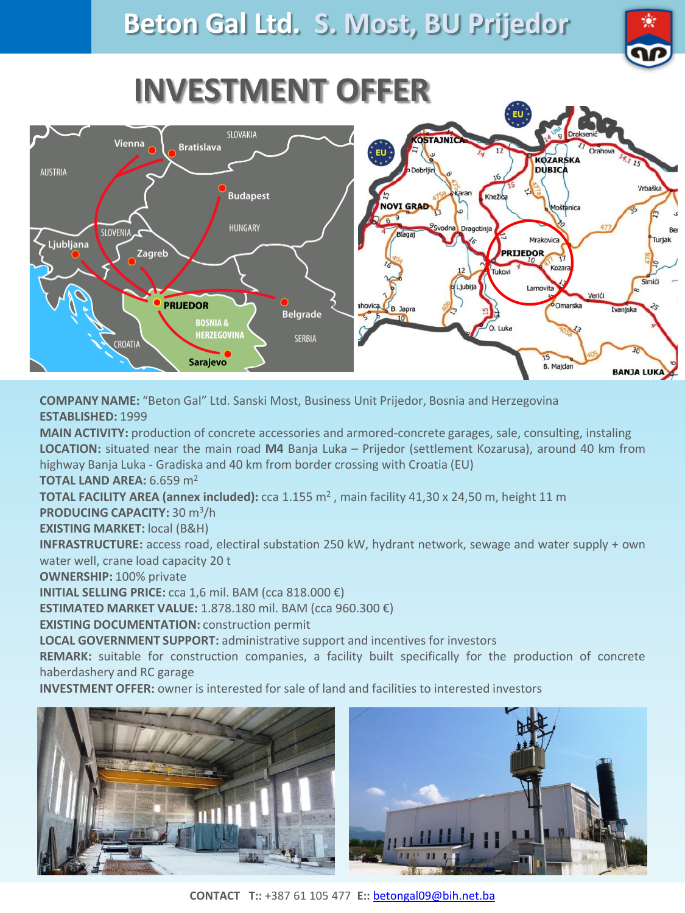# Beton Gal Ltd. S. Most, BU Prijedor

# INVESTMENT OFFER

**COMPANY NAME:** "Beton Gal" Ltd. Sanski Most, Business Unit Prijedor, Bosnia and Herzegovina
**ESTABLISHED:** 1999
**MAIN ACTIVITY:** production of concrete accessories and armored-concrete garages, sale, consulting, instaling
**LOCATION:** situated near the main road **M4** Banja Luka – Prijedor (settlement Kozarusa), around 40 km from highway Banja Luka - Gradiska and 40 km from border crossing with Croatia (EU)
**TOTAL LAND AREA:** 6.659 m$^2$
**TOTAL FACILITY AREA (annex included):** cca 1.155 m$^2$ , main facility 41,30 x 24,50 m, height 11 m
**PRODUCING CAPACITY:** 30 m$^3$/h
**EXISTING MARKET:** local (B&H)
**INFRASTRUCTURE:** access road, electiral substation 250 kW, hydrant network, sewage and water supply + own water well, crane load capacity 20 t
**OWNERSHIP:** 100% private
**INITIAL SELLING PRICE:** cca 1,6 mil. BAM (cca 818.000 €)
**ESTIMATED MARKET VALUE:** 1.878.180 mil. BAM (cca 960.300 €)
**EXISTING DOCUMENTATION:** construction permit
**LOCAL GOVERNMENT SUPPORT:** administrative support and incentives for investors
**REMARK:** suitable for construction companies, a facility built specifically for the production of concrete haberdashery and RC garage
**INVESTMENT OFFER:** owner is interested for sale of land and facilities to interested investors

**CONTACT** **T::** +387 61 105 477 **E::** betongal09@bih.net.ba